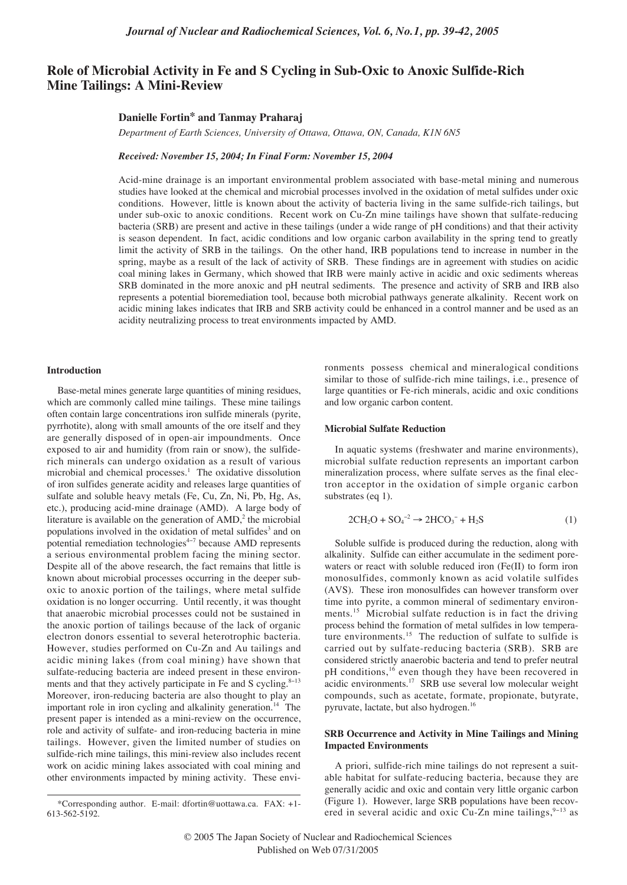# Role of Microbial Activity in Fe and S Cycling in Sub-Oxic to Anoxic Sulfide-Rich Mine Tailings: A Mini-Review

**Danielle Fortin* and Tanmay Praharaj**

*Department of Earth Sciences, University of Ottawa, Ottawa, ON, Canada, K1N 6N5*

***Received: November 15, 2004; In Final Form: November 15, 2004***

Acid-mine drainage is an important environmental problem associated with base-metal mining and numerous studies have looked at the chemical and microbial processes involved in the oxidation of metal sulfides under oxic conditions. However, little is known about the activity of bacteria living in the same sulfide-rich tailings, but under sub-oxic to anoxic conditions. Recent work on Cu-Zn mine tailings have shown that sulfate-reducing bacteria (SRB) are present and active in these tailings (under a wide range of pH conditions) and that their activity is season dependent. In fact, acidic conditions and low organic carbon availability in the spring tend to greatly limit the activity of SRB in the tailings. On the other hand, IRB populations tend to increase in number in the spring, maybe as a result of the lack of activity of SRB. These findings are in agreement with studies on acidic coal mining lakes in Germany, which showed that IRB were mainly active in acidic and oxic sediments whereas SRB dominated in the more anoxic and pH neutral sediments. The presence and activity of SRB and IRB also represents a potential bioremediation tool, because both microbial pathways generate alkalinity. Recent work on acidic mining lakes indicates that IRB and SRB activity could be enhanced in a control manner and be used as an acidity neutralizing process to treat environments impacted by AMD.

### Introduction

Base-metal mines generate large quantities of mining residues, which are commonly called mine tailings. These mine tailings often contain large concentrations iron sulfide minerals (pyrite, pyrrhotite), along with small amounts of the ore itself and they are generally disposed of in open-air impoundments. Once exposed to air and humidity (from rain or snow), the sulfide-rich minerals can undergo oxidation as a result of various microbial and chemical processes.[1] The oxidative dissolution of iron sulfides generate acidity and releases large quantities of sulfate and soluble heavy metals (Fe, Cu, Zn, Ni, Pb, Hg, As, etc.), producing acid-mine drainage (AMD). A large body of literature is available on the generation of AMD,[2] the microbial populations involved in the oxidation of metal sulfides[3] and on potential remediation technologies[4–7] because AMD represents a serious environmental problem facing the mining sector. Despite all of the above research, the fact remains that little is known about microbial processes occurring in the deeper sub-oxic to anoxic portion of the tailings, where metal sulfide oxidation is no longer occurring. Until recently, it was thought that anaerobic microbial processes could not be sustained in the anoxic portion of tailings because of the lack of organic electron donors essential to several heterotrophic bacteria. However, studies performed on Cu-Zn and Au tailings and acidic mining lakes (from coal mining) have shown that sulfate-reducing bacteria are indeed present in these environments and that they actively participate in Fe and S cycling.[8–13] Moreover, iron-reducing bacteria are also thought to play an important role in iron cycling and alkalinity generation.[14] The present paper is intended as a mini-review on the occurrence, role and activity of sulfate- and iron-reducing bacteria in mine tailings. However, given the limited number of studies on sulfide-rich mine tailings, this mini-review also includes recent work on acidic mining lakes associated with coal mining and other environments impacted by mining activity. These environments possess chemical and mineralogical conditions similar to those of sulfide-rich mine tailings, i.e., presence of large quantities or Fe-rich minerals, acidic and oxic conditions and low organic carbon content.

*Corresponding author. E-mail: dfortin@uottawa.ca. FAX: +1-613-562-5192.

### Microbial Sulfate Reduction

In aquatic systems (freshwater and marine environments), microbial sulfate reduction represents an important carbon mineralization process, where sulfate serves as the final electron acceptor in the oxidation of simple organic carbon substrates (eq 1).

$$2CH_2O + SO_4^{-2} \rightarrow 2HCO_3^- + H_2S \qquad (1)$$

Soluble sulfide is produced during the reduction, along with alkalinity. Sulfide can either accumulate in the sediment porewaters or react with soluble reduced iron (Fe(II) to form iron monosulfides, commonly known as acid volatile sulfides (AVS). These iron monosulfides can however transform over time into pyrite, a common mineral of sedimentary environments.[15] Microbial sulfate reduction is in fact the driving process behind the formation of metal sulfides in low temperature environments.[15] The reduction of sulfate to sulfide is carried out by sulfate-reducing bacteria (SRB). SRB are considered strictly anaerobic bacteria and tend to prefer neutral pH conditions,[16] even though they have been recovered in acidic environments.[17] SRB use several low molecular weight compounds, such as acetate, formate, propionate, butyrate, pyruvate, lactate, but also hydrogen.[16]

### SRB Occurrence and Activity in Mine Tailings and Mining Impacted Environments

A priori, sulfide-rich mine tailings do not represent a suitable habitat for sulfate-reducing bacteria, because they are generally acidic and oxic and contain very little organic carbon (Figure 1). However, large SRB populations have been recovered in several acidic and oxic Cu-Zn mine tailings,[9–13] as

© 2005 The Japan Society of Nuclear and Radiochemical Sciences
Published on Web 07/31/2005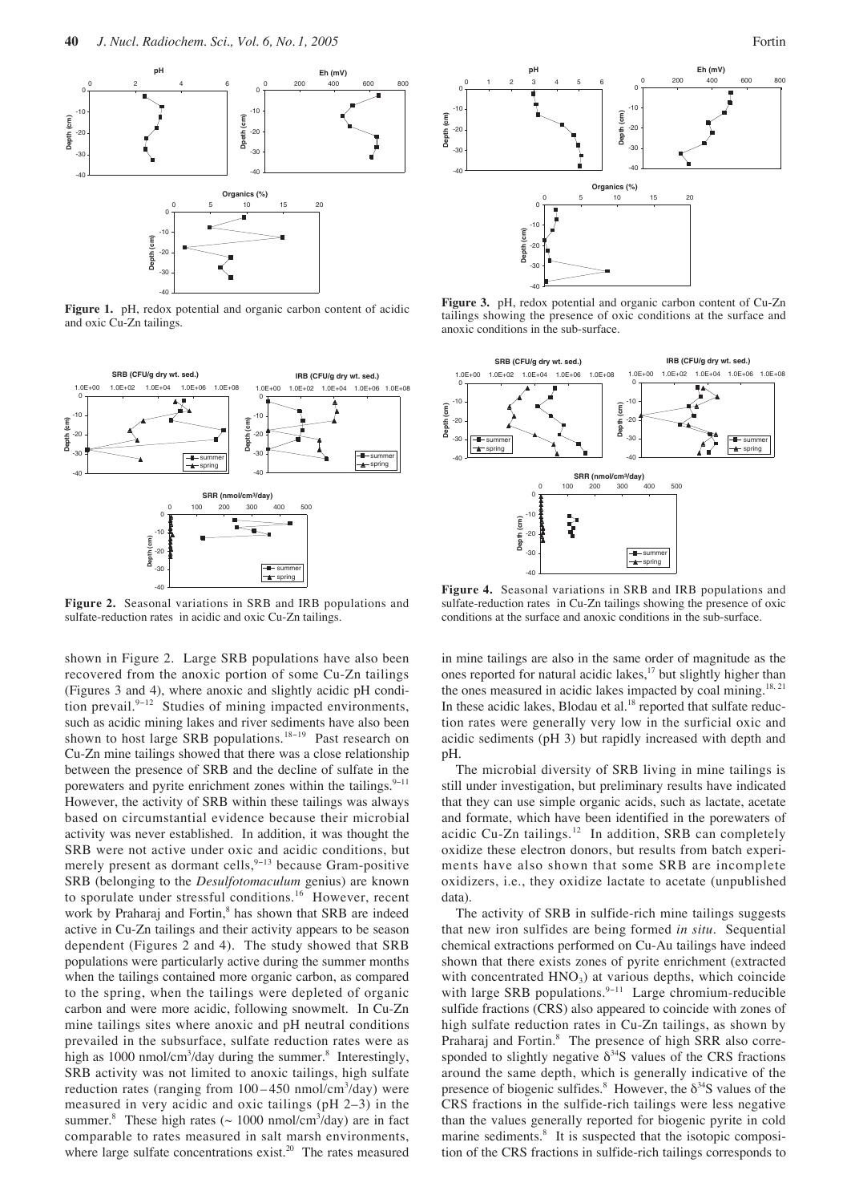**Figure 1.** pH, redox potential and organic carbon content of acidic and oxic Cu-Zn tailings.

**Figure 2.** Seasonal variations in SRB and IRB populations and sulfate-reduction rates in acidic and oxic Cu-Zn tailings.

**Figure 3.** pH, redox potential and organic carbon content of Cu-Zn tailings showing the presence of oxic conditions at the surface and anoxic conditions in the sub-surface.

**Figure 4.** Seasonal variations in SRB and IRB populations and sulfate-reduction rates in Cu-Zn tailings showing the presence of oxic conditions at the surface and anoxic conditions in the sub-surface.

shown in Figure 2. Large SRB populations have also been recovered from the anoxic portion of some Cu-Zn tailings (Figures 3 and 4), where anoxic and slightly acidic pH condition prevail.[9–12] Studies of mining impacted environments, such as acidic mining lakes and river sediments have also been shown to host large SRB populations.[18–19] Past research on Cu-Zn mine tailings showed that there was a close relationship between the presence of SRB and the decline of sulfate in the porewaters and pyrite enrichment zones within the tailings.[9–11] However, the activity of SRB within these tailings was always based on circumstantial evidence because their microbial activity was never established. In addition, it was thought the SRB were not active under oxic and acidic conditions, but merely present as dormant cells,[9–13] because Gram-positive SRB (belonging to the *Desulfotomaculum* genius) are known to sporulate under stressful conditions.[16] However, recent work by Praharaj and Fortin,[8] has shown that SRB are indeed active in Cu-Zn tailings and their activity appears to be season dependent (Figures 2 and 4). The study showed that SRB populations were particularly active during the summer months when the tailings contained more organic carbon, as compared to the spring, when the tailings were depleted of organic carbon and were more acidic, following snowmelt. In Cu-Zn mine tailings sites where anoxic and pH neutral conditions prevailed in the subsurface, sulfate reduction rates were as high as 1000 nmol/cm$^3$/day during the summer.[8] Interestingly, SRB activity was not limited to anoxic tailings, high sulfate reduction rates (ranging from 100–450 nmol/cm$^3$/day) were measured in very acidic and oxic tailings (pH 2–3) in the summer.[8] These high rates (~ 1000 nmol/cm$^3$/day) are in fact comparable to rates measured in salt marsh environments, where large sulfate concentrations exist.[20] The rates measured in mine tailings are also in the same order of magnitude as the ones reported for natural acidic lakes,[17] but slightly higher than the ones measured in acidic lakes impacted by coal mining.[18, 21] In these acidic lakes, Blodau et al.[18] reported that sulfate reduction rates were generally very low in the surficial oxic and acidic sediments (pH 3) but rapidly increased with depth and pH.

The microbial diversity of SRB living in mine tailings is still under investigation, but preliminary results have indicated that they can use simple organic acids, such as lactate, acetate and formate, which have been identified in the porewaters of acidic Cu-Zn tailings.[12] In addition, SRB can completely oxidize these electron donors, but results from batch experiments have also shown that some SRB are incomplete oxidizers, i.e., they oxidize lactate to acetate (unpublished data).

The activity of SRB in sulfide-rich mine tailings suggests that new iron sulfides are being formed *in situ*. Sequential chemical extractions performed on Cu-Au tailings have indeed shown that there exists zones of pyrite enrichment (extracted with concentrated $HNO_3$) at various depths, which coincide with large SRB populations.[9–11] Large chromium-reducible sulfide fractions (CRS) also appeared to coincide with zones of high sulfate reduction rates in Cu-Zn tailings, as shown by Praharaj and Fortin.[8] The presence of high SRR also corresponded to slightly negative $\delta^{34}S$ values of the CRS fractions around the same depth, which is generally indicative of the presence of biogenic sulfides.[8] However, the $\delta^{34}S$ values of the CRS fractions in the sulfide-rich tailings were less negative than the values generally reported for biogenic pyrite in cold marine sediments.[8] It is suspected that the isotopic composition of the CRS fractions in sulfide-rich tailings corresponds to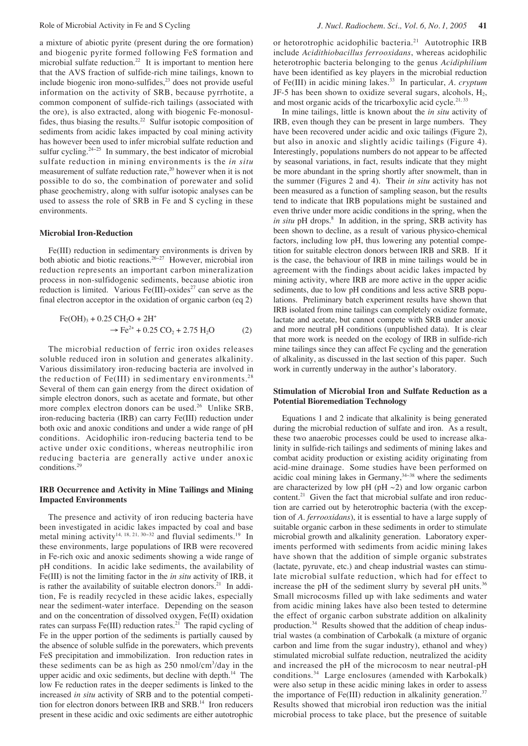a mixture of abiotic pyrite (present during the ore formation) and biogenic pyrite formed following FeS formation and microbial sulfate reduction.[22] It is important to mention here that the AVS fraction of sulfide-rich mine tailings, known to include biogenic iron mono-sulfides,[23] does not provide useful information on the activity of SRB, because pyrrhotite, a common component of sulfide-rich tailings (associated with the ore), is also extracted, along with biogenic Fe-monosulfides, thus biasing the results.[22] Sulfur isotopic composition of sediments from acidic lakes impacted by coal mining activity has however been used to infer microbial sulfate reduction and sulfur cycling.[24–25] In summary, the best indicator of microbial sulfate reduction in mining environments is the *in situ* measurement of sulfate reduction rate,[20] however when it is not possible to do so, the combination of porewater and solid phase geochemistry, along with sulfur isotopic analyses can be used to assess the role of SRB in Fe and S cycling in these environments.

### Microbial Iron-Reduction

Fe(III) reduction in sedimentary environments is driven by both abiotic and biotic reactions.[26–27] However, microbial iron reduction represents an important carbon mineralization process in non-sulfidogenic sediments, because abiotic iron reduction is limited. Various Fe(III)-oxides[27] can serve as the final electron acceptor in the oxidation of organic carbon (eq 2)

$$Fe(OH)_3 + 0.25\ CH_2O + 2H^+ \rightarrow Fe^{2+} + 0.25\ CO_2 + 2.75\ H_2O \qquad (2)$$

The microbial reduction of ferric iron oxides releases soluble reduced iron in solution and generates alkalinity. Various dissimilatory iron-reducing bacteria are involved in the reduction of Fe(III) in sedimentary environments.[28] Several of them can gain energy from the direct oxidation of simple electron donors, such as acetate and formate, but other more complex electron donors can be used.[26] Unlike SRB, iron-reducing bacteria (IRB) can carry Fe(III) reduction under both oxic and anoxic conditions and under a wide range of pH conditions. Acidophilic iron-reducing bacteria tend to be active under oxic conditions, whereas neutrophilic iron reducing bacteria are generally active under anoxic conditions.[29]

### IRB Occurrence and Activity in Mine Tailings and Mining Impacted Environments

The presence and activity of iron reducing bacteria have been investigated in acidic lakes impacted by coal and base metal mining activity[14, 18, 21, 30–32] and fluvial sediments.[19] In these environments, large populations of IRB were recovered in Fe-rich oxic and anoxic sediments showing a wide range of pH conditions. In acidic lake sediments, the availability of Fe(III) is not the limiting factor in the *in situ* activity of IRB, it is rather the availability of suitable electron donors.[21] In addition, Fe is readily recycled in these acidic lakes, especially near the sediment-water interface. Depending on the season and on the concentration of dissolved oxygen, Fe(II) oxidation rates can surpass Fe(III) reduction rates.[21] The rapid cycling of Fe in the upper portion of the sediments is partially caused by the absence of soluble sulfide in the porewaters, which prevents FeS precipitation and immobilization. Iron reduction rates in these sediments can be as high as 250 nmol/cm$^3$/day in the upper acidic and oxic sediments, but decline with depth.[14] The low Fe reduction rates in the deeper sediments is linked to the increased *in situ* activity of SRB and to the potential competition for electron donors between IRB and SRB.[14] Iron reducers present in these acidic and oxic sediments are either autotrophic or hetorotrophic acidophilic bacteria.[21] Autotrophic IRB include *Acidithiobacillus ferrooxidans*, whereas acidophilic heterotrophic bacteria belonging to the genus *Acidiphilium* have been identified as key players in the microbial reduction of Fe(III) in acidic mining lakes.[33] In particular, *A. cryptum* JF-5 has been shown to oxidize several sugars, alcohols, $H_2$, and most organic acids of the tricarboxylic acid cycle.[21, 33]

In mine tailings, little is known about the *in situ* activity of IRB, even though they can be present in large numbers. They have been recovered under acidic and oxic tailings (Figure 2), but also in anoxic and slightly acidic tailings (Figure 4). Interestingly, populations numbers do not appear to be affected by seasonal variations, in fact, results indicate that they might be more abundant in the spring shortly after snowmelt, than in the summer (Figures 2 and 4). Their *in situ* activity has not been measured as a function of sampling season, but the results tend to indicate that IRB populations might be sustained and even thrive under more acidic conditions in the spring, when the *in situ* pH drops.[8] In addition, in the spring, SRB activity has been shown to decline, as a result of various physico-chemical factors, including low pH, thus lowering any potential competition for suitable electron donors between IRB and SRB. If it is the case, the behaviour of IRB in mine tailings would be in agreement with the findings about acidic lakes impacted by mining activity, where IRB are more active in the upper acidic sediments, due to low pH conditions and less active SRB populations. Preliminary batch experiment results have shown that IRB isolated from mine tailings can completely oxidize formate, lactate and acetate, but cannot compete with SRB under anoxic and more neutral pH conditions (unpublished data). It is clear that more work is needed on the ecology of IRB in sulfide-rich mine tailings since they can affect Fe cycling and the generation of alkalinity, as discussed in the last section of this paper. Such work in currently underway in the author's laboratory.

### Stimulation of Microbial Iron and Sulfate Reduction as a Potential Bioremediation Technology

Equations 1 and 2 indicate that alkalinity is being generated during the microbial reduction of sulfate and iron. As a result, these two anaerobic processes could be used to increase alkalinity in sulfide-rich tailings and sediments of mining lakes and combat acidity production or existing acidity originating from acid-mine drainage. Some studies have been performed on acidic coal mining lakes in Germany,[34–38] where the sediments are characterized by low pH (pH ~2) and low organic carbon content.[21] Given the fact that microbial sulfate and iron reduction are carried out by heterotrophic bacteria (with the exception of *A. ferrooxidans*), it is essential to have a large supply of suitable organic carbon in these sediments in order to stimulate microbial growth and alkalinity generation. Laboratory experiments performed with sediments from acidic mining lakes have shown that the addition of simple organic substrates (lactate, pyruvate, etc.) and cheap industrial wastes can stimulate microbial sulfate reduction, which had for effect to increase the pH of the sediment slurry by several pH units.[36] Small microcosms filled up with lake sediments and water from acidic mining lakes have also been tested to determine the effect of organic carbon substrate addition on alkalinity production.[34] Results showed that the addition of cheap industrial wastes (a combination of Carbokalk (a mixture of organic carbon and lime from the sugar industry), ethanol and whey) stimulated microbial sulfate reduction, neutralized the acidity and increased the pH of the microcosm to near neutral-pH conditions.[34] Large enclosures (amended with Karbokalk) were also setup in these acidic mining lakes in order to assess the importance of Fe(III) reduction in alkalinity generation.[37] Results showed that microbial iron reduction was the initial microbial process to take place, but the presence of suitable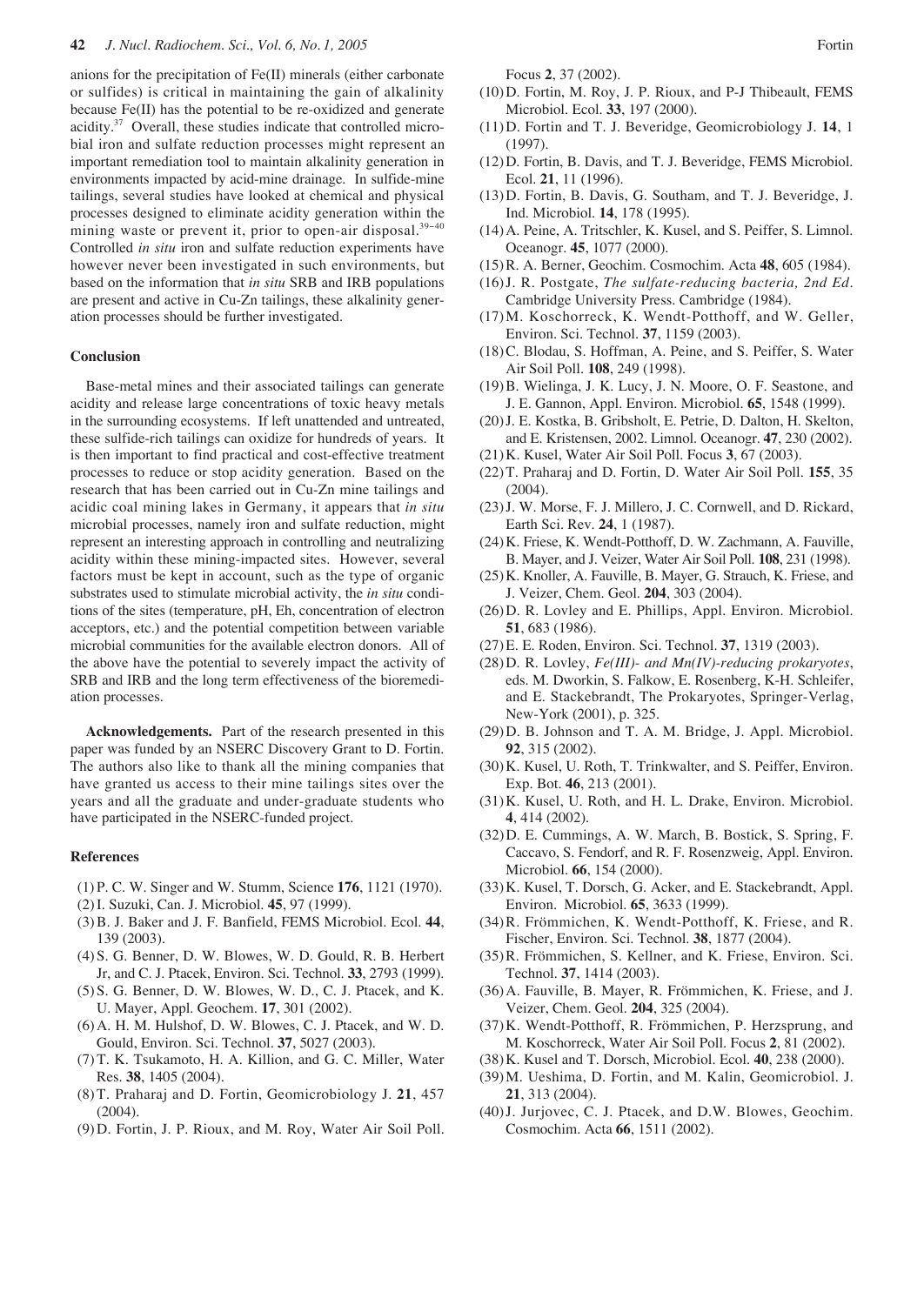anions for the precipitation of Fe(II) minerals (either carbonate or sulfides) is critical in maintaining the gain of alkalinity because Fe(II) has the potential to be re-oxidized and generate acidity.[37] Overall, these studies indicate that controlled microbial iron and sulfate reduction processes might represent an important remediation tool to maintain alkalinity generation in environments impacted by acid-mine drainage. In sulfide-mine tailings, several studies have looked at chemical and physical processes designed to eliminate acidity generation within the mining waste or prevent it, prior to open-air disposal.[39–40] Controlled *in situ* iron and sulfate reduction experiments have however never been investigated in such environments, but based on the information that *in situ* SRB and IRB populations are present and active in Cu-Zn tailings, these alkalinity generation processes should be further investigated.

## Conclusion

Base-metal mines and their associated tailings can generate acidity and release large concentrations of toxic heavy metals in the surrounding ecosystems. If left unattended and untreated, these sulfide-rich tailings can oxidize for hundreds of years. It is then important to find practical and cost-effective treatment processes to reduce or stop acidity generation. Based on the research that has been carried out in Cu-Zn mine tailings and acidic coal mining lakes in Germany, it appears that *in situ* microbial processes, namely iron and sulfate reduction, might represent an interesting approach in controlling and neutralizing acidity within these mining-impacted sites. However, several factors must be kept in account, such as the type of organic substrates used to stimulate microbial activity, the *in situ* conditions of the sites (temperature, pH, Eh, concentration of electron acceptors, etc.) and the potential competition between variable microbial communities for the available electron donors. All of the above have the potential to severely impact the activity of SRB and IRB and the long term effectiveness of the bioremediation processes.

**Acknowledgements.** Part of the research presented in this paper was funded by an NSERC Discovery Grant to D. Fortin. The authors also like to thank all the mining companies that have granted us access to their mine tailings sites over the years and all the graduate and under-graduate students who have participated in the NSERC-funded project.

## References

(1) P. C. W. Singer and W. Stumm, Science **176**, 1121 (1970).
(2) I. Suzuki, Can. J. Microbiol. **45**, 97 (1999).
(3) B. J. Baker and J. F. Banfield, FEMS Microbiol. Ecol. **44**, 139 (2003).
(4) S. G. Benner, D. W. Blowes, W. D. Gould, R. B. Herbert Jr, and C. J. Ptacek, Environ. Sci. Technol. **33**, 2793 (1999).
(5) S. G. Benner, D. W. Blowes, W. D., C. J. Ptacek, and K. U. Mayer, Appl. Geochem. **17**, 301 (2002).
(6) A. H. M. Hulshof, D. W. Blowes, C. J. Ptacek, and W. D. Gould, Environ. Sci. Technol. **37**, 5027 (2003).
(7) T. K. Tsukamoto, H. A. Killion, and G. C. Miller, Water Res. **38**, 1405 (2004).
(8) T. Praharaj and D. Fortin, Geomicrobiology J. **21**, 457 (2004).
(9) D. Fortin, J. P. Rioux, and M. Roy, Water Air Soil Poll. Focus **2**, 37 (2002).
(10) D. Fortin, M. Roy, J. P. Rioux, and P-J Thibeault, FEMS Microbiol. Ecol. **33**, 197 (2000).
(11) D. Fortin and T. J. Beveridge, Geomicrobiology J. **14**, 1 (1997).
(12) D. Fortin, B. Davis, and T. J. Beveridge, FEMS Microbiol. Ecol. **21**, 11 (1996).
(13) D. Fortin, B. Davis, G. Southam, and T. J. Beveridge, J. Ind. Microbiol. **14**, 178 (1995).
(14) A. Peine, A. Tritschler, K. Kusel, and S. Peiffer, S. Limnol. Oceanogr. **45**, 1077 (2000).
(15) R. A. Berner, Geochim. Cosmochim. Acta **48**, 605 (1984).
(16) J. R. Postgate, *The sulfate-reducing bacteria, 2nd Ed*. Cambridge University Press. Cambridge (1984).
(17) M. Koschorreck, K. Wendt-Potthoff, and W. Geller, Environ. Sci. Technol. **37**, 1159 (2003).
(18) C. Blodau, S. Hoffman, A. Peine, and S. Peiffer, S. Water Air Soil Poll. **108**, 249 (1998).
(19) B. Wielinga, J. K. Lucy, J. N. Moore, O. F. Seastone, and J. E. Gannon, Appl. Environ. Microbiol. **65**, 1548 (1999).
(20) J. E. Kostka, B. Gribsholt, E. Petrie, D. Dalton, H. Skelton, and E. Kristensen, 2002. Limnol. Oceanogr. **47**, 230 (2002).
(21) K. Kusel, Water Air Soil Poll. Focus **3**, 67 (2003).
(22) T. Praharaj and D. Fortin, D. Water Air Soil Poll. **155**, 35 (2004).
(23) J. W. Morse, F. J. Millero, J. C. Cornwell, and D. Rickard, Earth Sci. Rev. **24**, 1 (1987).
(24) K. Friese, K. Wendt-Potthoff, D. W. Zachmann, A. Fauville, B. Mayer, and J. Veizer, Water Air Soil Poll. **108**, 231 (1998).
(25) K. Knoller, A. Fauville, B. Mayer, G. Strauch, K. Friese, and J. Veizer, Chem. Geol. **204**, 303 (2004).
(26) D. R. Lovley and E. Phillips, Appl. Environ. Microbiol. **51**, 683 (1986).
(27) E. E. Roden, Environ. Sci. Technol. **37**, 1319 (2003).
(28) D. R. Lovley, *Fe(III)- and Mn(IV)-reducing prokaryotes*, eds. M. Dworkin, S. Falkow, E. Rosenberg, K-H. Schleifer, and E. Stackebrandt, The Prokaryotes, Springer-Verlag, New-York (2001), p. 325.
(29) D. B. Johnson and T. A. M. Bridge, J. Appl. Microbiol. **92**, 315 (2002).
(30) K. Kusel, U. Roth, T. Trinkwalter, and S. Peiffer, Environ. Exp. Bot. **46**, 213 (2001).
(31) K. Kusel, U. Roth, and H. L. Drake, Environ. Microbiol. **4**, 414 (2002).
(32) D. E. Cummings, A. W. March, B. Bostick, S. Spring, F. Caccavo, S. Fendorf, and R. F. Rosenzweig, Appl. Environ. Microbiol. **66**, 154 (2000).
(33) K. Kusel, T. Dorsch, G. Acker, and E. Stackebrandt, Appl. Environ. Microbiol. **65**, 3633 (1999).
(34) R. Frömmichen, K. Wendt-Potthoff, K. Friese, and R. Fischer, Environ. Sci. Technol. **38**, 1877 (2004).
(35) R. Frömmichen, S. Kellner, and K. Friese, Environ. Sci. Technol. **37**, 1414 (2003).
(36) A. Fauville, B. Mayer, R. Frömmichen, K. Friese, and J. Veizer, Chem. Geol. **204**, 325 (2004).
(37) K. Wendt-Potthoff, R. Frömmichen, P. Herzsprung, and M. Koschorreck, Water Air Soil Poll. Focus **2**, 81 (2002).
(38) K. Kusel and T. Dorsch, Microbiol. Ecol. **40**, 238 (2000).
(39) M. Ueshima, D. Fortin, and M. Kalin, Geomicrobiol. J. **21**, 313 (2004).
(40) J. Jurjovec, C. J. Ptacek, and D.W. Blowes, Geochim. Cosmochim. Acta **66**, 1511 (2002).